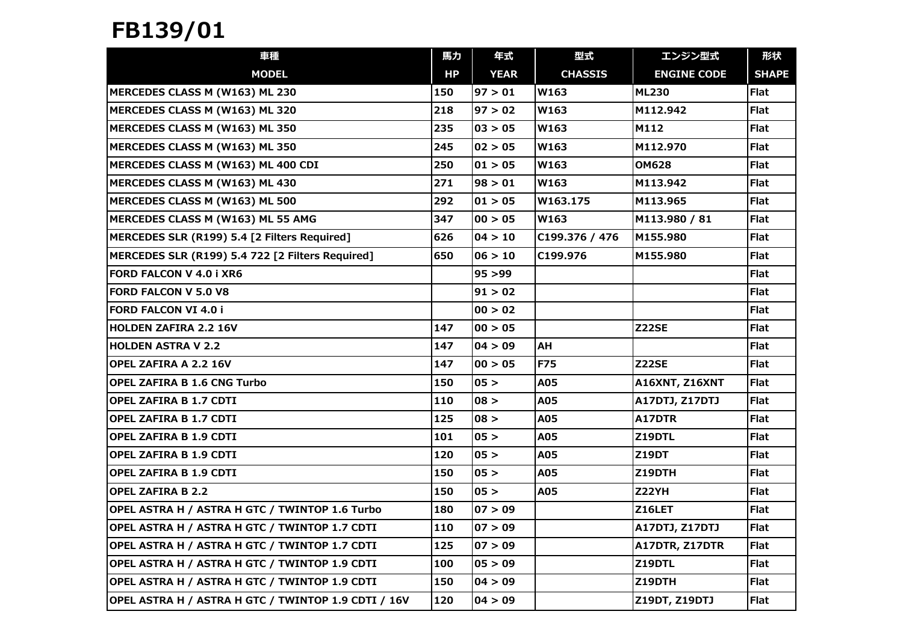# FB139/01

| 車種 | 馬力 | 年式 | 型式 | エンジン型式 | 形状 |
|---|---|---|---|---|---|
| **MODEL** | **HP** | **YEAR** | **CHASSIS** | **ENGINE CODE** | **SHAPE** |
| MERCEDES CLASS M (W163) ML 230 | 150 | 97 > 01 | W163 | ML230 | Flat |
| MERCEDES CLASS M (W163) ML 320 | 218 | 97 > 02 | W163 | M112.942 | Flat |
| MERCEDES CLASS M (W163) ML 350 | 235 | 03 > 05 | W163 | M112 | Flat |
| MERCEDES CLASS M (W163) ML 350 | 245 | 02 > 05 | W163 | M112.970 | Flat |
| MERCEDES CLASS M (W163) ML 400 CDI | 250 | 01 > 05 | W163 | OM628 | Flat |
| MERCEDES CLASS M (W163) ML 430 | 271 | 98 > 01 | W163 | M113.942 | Flat |
| MERCEDES CLASS M (W163) ML 500 | 292 | 01 > 05 | W163.175 | M113.965 | Flat |
| MERCEDES CLASS M (W163) ML 55 AMG | 347 | 00 > 05 | W163 | M113.980 / 81 | Flat |
| MERCEDES SLR (R199) 5.4 [2 Filters Required] | 626 | 04 > 10 | C199.376 / 476 | M155.980 | Flat |
| MERCEDES SLR (R199) 5.4 722 [2 Filters Required] | 650 | 06 > 10 | C199.976 | M155.980 | Flat |
| FORD FALCON V 4.0 i XR6 | | 95 >99 | | | Flat |
| FORD FALCON V 5.0 V8 | | 91 > 02 | | | Flat |
| FORD FALCON VI 4.0 i | | 00 > 02 | | | Flat |
| HOLDEN ZAFIRA 2.2 16V | 147 | 00 > 05 | | Z22SE | Flat |
| HOLDEN ASTRA V 2.2 | 147 | 04 > 09 | AH | | Flat |
| OPEL ZAFIRA A 2.2 16V | 147 | 00 > 05 | F75 | Z22SE | Flat |
| OPEL ZAFIRA B 1.6 CNG Turbo | 150 | 05 > | A05 | A16XNT, Z16XNT | Flat |
| OPEL ZAFIRA B 1.7 CDTI | 110 | 08 > | A05 | A17DTJ, Z17DTJ | Flat |
| OPEL ZAFIRA B 1.7 CDTI | 125 | 08 > | A05 | A17DTR | Flat |
| OPEL ZAFIRA B 1.9 CDTI | 101 | 05 > | A05 | Z19DTL | Flat |
| OPEL ZAFIRA B 1.9 CDTI | 120 | 05 > | A05 | Z19DT | Flat |
| OPEL ZAFIRA B 1.9 CDTI | 150 | 05 > | A05 | Z19DTH | Flat |
| OPEL ZAFIRA B 2.2 | 150 | 05 > | A05 | Z22YH | Flat |
| OPEL ASTRA H / ASTRA H GTC / TWINTOP 1.6 Turbo | 180 | 07 > 09 | | Z16LET | Flat |
| OPEL ASTRA H / ASTRA H GTC / TWINTOP 1.7 CDTI | 110 | 07 > 09 | | A17DTJ, Z17DTJ | Flat |
| OPEL ASTRA H / ASTRA H GTC / TWINTOP 1.7 CDTI | 125 | 07 > 09 | | A17DTR, Z17DTR | Flat |
| OPEL ASTRA H / ASTRA H GTC / TWINTOP 1.9 CDTI | 100 | 05 > 09 | | Z19DTL | Flat |
| OPEL ASTRA H / ASTRA H GTC / TWINTOP 1.9 CDTI | 150 | 04 > 09 | | Z19DTH | Flat |
| OPEL ASTRA H / ASTRA H GTC / TWINTOP 1.9 CDTI / 16V | 120 | 04 > 09 | | Z19DT, Z19DTJ | Flat |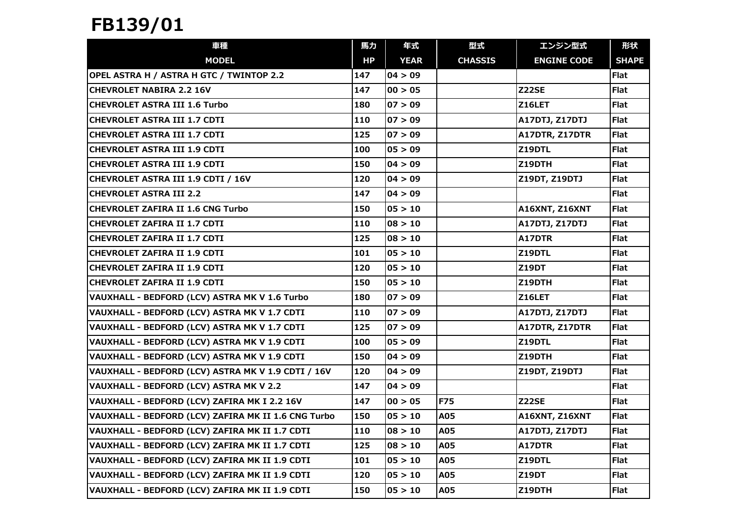# FB139/01

| 車種<br>MODEL | 馬力<br>HP | 年式<br>YEAR | 型式<br>CHASSIS | エンジン型式<br>ENGINE CODE | 形状<br>SHAPE |
|---|---|---|---|---|---|
| OPEL ASTRA H / ASTRA H GTC / TWINTOP 2.2 | 147 | 04 > 09 | | | Flat |
| CHEVROLET NABIRA 2.2 16V | 147 | 00 > 05 | | Z22SE | Flat |
| CHEVROLET ASTRA III 1.6 Turbo | 180 | 07 > 09 | | Z16LET | Flat |
| CHEVROLET ASTRA III 1.7 CDTI | 110 | 07 > 09 | | A17DTJ, Z17DTJ | Flat |
| CHEVROLET ASTRA III 1.7 CDTI | 125 | 07 > 09 | | A17DTR, Z17DTR | Flat |
| CHEVROLET ASTRA III 1.9 CDTI | 100 | 05 > 09 | | Z19DTL | Flat |
| CHEVROLET ASTRA III 1.9 CDTI | 150 | 04 > 09 | | Z19DTH | Flat |
| CHEVROLET ASTRA III 1.9 CDTI / 16V | 120 | 04 > 09 | | Z19DT, Z19DTJ | Flat |
| CHEVROLET ASTRA III 2.2 | 147 | 04 > 09 | | | Flat |
| CHEVROLET ZAFIRA II 1.6 CNG Turbo | 150 | 05 > 10 | | A16XNT, Z16XNT | Flat |
| CHEVROLET ZAFIRA II 1.7 CDTI | 110 | 08 > 10 | | A17DTJ, Z17DTJ | Flat |
| CHEVROLET ZAFIRA II 1.7 CDTI | 125 | 08 > 10 | | A17DTR | Flat |
| CHEVROLET ZAFIRA II 1.9 CDTI | 101 | 05 > 10 | | Z19DTL | Flat |
| CHEVROLET ZAFIRA II 1.9 CDTI | 120 | 05 > 10 | | Z19DT | Flat |
| CHEVROLET ZAFIRA II 1.9 CDTI | 150 | 05 > 10 | | Z19DTH | Flat |
| VAUXHALL - BEDFORD (LCV) ASTRA MK V 1.6 Turbo | 180 | 07 > 09 | | Z16LET | Flat |
| VAUXHALL - BEDFORD (LCV) ASTRA MK V 1.7 CDTI | 110 | 07 > 09 | | A17DTJ, Z17DTJ | Flat |
| VAUXHALL - BEDFORD (LCV) ASTRA MK V 1.7 CDTI | 125 | 07 > 09 | | A17DTR, Z17DTR | Flat |
| VAUXHALL - BEDFORD (LCV) ASTRA MK V 1.9 CDTI | 100 | 05 > 09 | | Z19DTL | Flat |
| VAUXHALL - BEDFORD (LCV) ASTRA MK V 1.9 CDTI | 150 | 04 > 09 | | Z19DTH | Flat |
| VAUXHALL - BEDFORD (LCV) ASTRA MK V 1.9 CDTI / 16V | 120 | 04 > 09 | | Z19DT, Z19DTJ | Flat |
| VAUXHALL - BEDFORD (LCV) ASTRA MK V 2.2 | 147 | 04 > 09 | | | Flat |
| VAUXHALL - BEDFORD (LCV) ZAFIRA MK I 2.2 16V | 147 | 00 > 05 | F75 | Z22SE | Flat |
| VAUXHALL - BEDFORD (LCV) ZAFIRA MK II 1.6 CNG Turbo | 150 | 05 > 10 | A05 | A16XNT, Z16XNT | Flat |
| VAUXHALL - BEDFORD (LCV) ZAFIRA MK II 1.7 CDTI | 110 | 08 > 10 | A05 | A17DTJ, Z17DTJ | Flat |
| VAUXHALL - BEDFORD (LCV) ZAFIRA MK II 1.7 CDTI | 125 | 08 > 10 | A05 | A17DTR | Flat |
| VAUXHALL - BEDFORD (LCV) ZAFIRA MK II 1.9 CDTI | 101 | 05 > 10 | A05 | Z19DTL | Flat |
| VAUXHALL - BEDFORD (LCV) ZAFIRA MK II 1.9 CDTI | 120 | 05 > 10 | A05 | Z19DT | Flat |
| VAUXHALL - BEDFORD (LCV) ZAFIRA MK II 1.9 CDTI | 150 | 05 > 10 | A05 | Z19DTH | Flat |